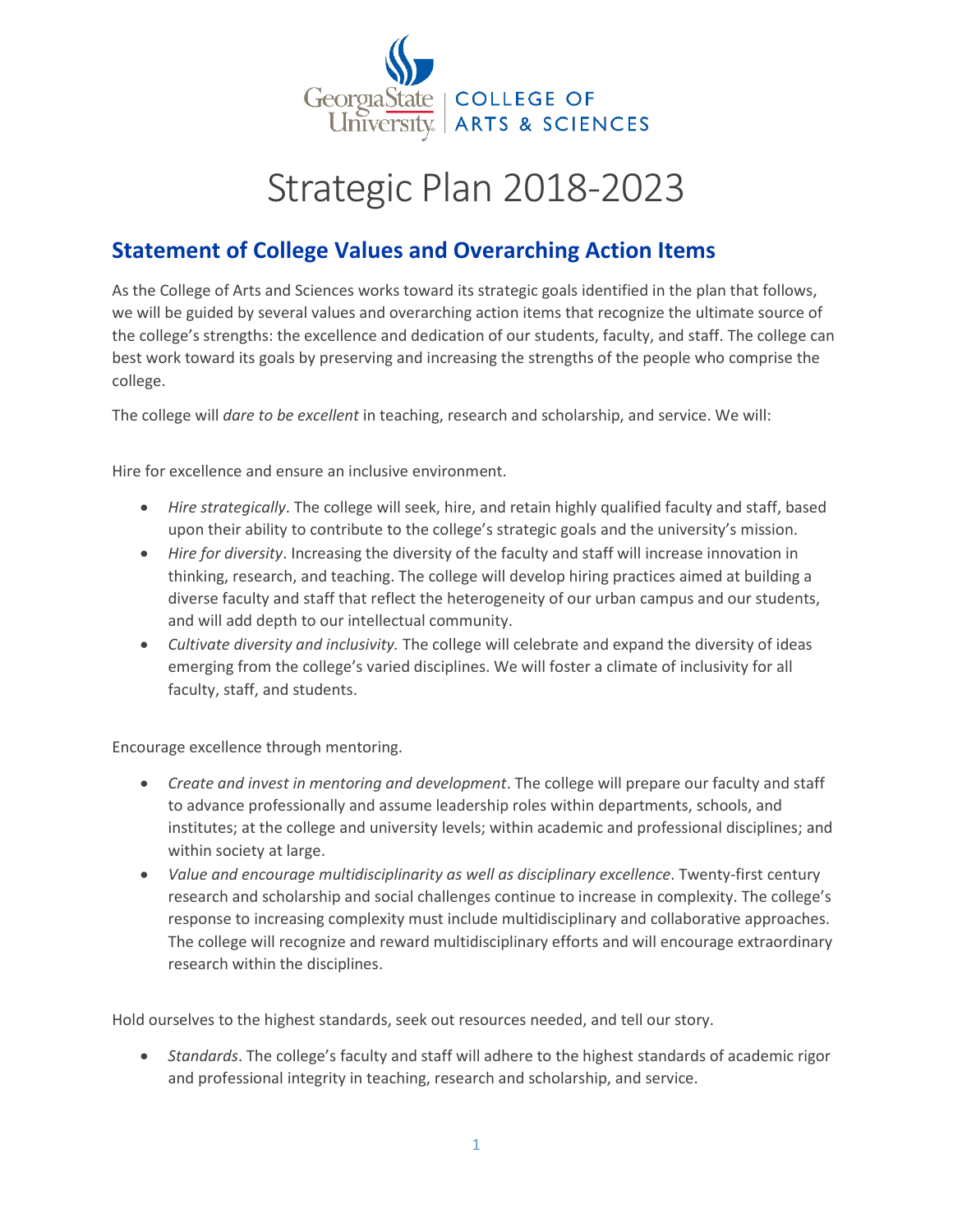Georgia State University | COLLEGE OF ARTS & SCIENCES

# Strategic Plan 2018-2023

## Statement of College Values and Overarching Action Items

As the College of Arts and Sciences works toward its strategic goals identified in the plan that follows, we will be guided by several values and overarching action items that recognize the ultimate source of the college's strengths: the excellence and dedication of our students, faculty, and staff. The college can best work toward its goals by preserving and increasing the strengths of the people who comprise the college.

The college will *dare to be excellent* in teaching, research and scholarship, and service. We will:

Hire for excellence and ensure an inclusive environment.

- *Hire strategically*. The college will seek, hire, and retain highly qualified faculty and staff, based upon their ability to contribute to the college's strategic goals and the university's mission.
- *Hire for diversity*. Increasing the diversity of the faculty and staff will increase innovation in thinking, research, and teaching. The college will develop hiring practices aimed at building a diverse faculty and staff that reflect the heterogeneity of our urban campus and our students, and will add depth to our intellectual community.
- *Cultivate diversity and inclusivity.* The college will celebrate and expand the diversity of ideas emerging from the college's varied disciplines. We will foster a climate of inclusivity for all faculty, staff, and students.

Encourage excellence through mentoring.

- *Create and invest in mentoring and development*. The college will prepare our faculty and staff to advance professionally and assume leadership roles within departments, schools, and institutes; at the college and university levels; within academic and professional disciplines; and within society at large.
- *Value and encourage multidisciplinarity as well as disciplinary excellence*. Twenty-first century research and scholarship and social challenges continue to increase in complexity. The college's response to increasing complexity must include multidisciplinary and collaborative approaches. The college will recognize and reward multidisciplinary efforts and will encourage extraordinary research within the disciplines.

Hold ourselves to the highest standards, seek out resources needed, and tell our story.

- *Standards*. The college's faculty and staff will adhere to the highest standards of academic rigor and professional integrity in teaching, research and scholarship, and service.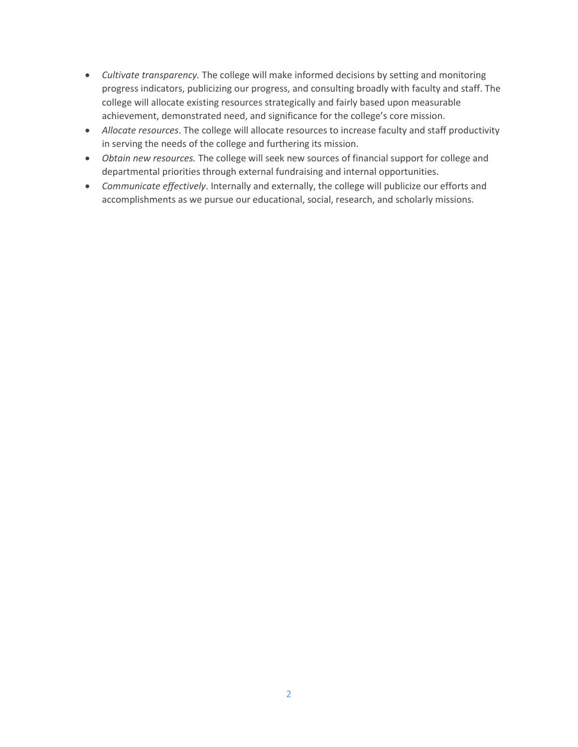- *Cultivate transparency.* The college will make informed decisions by setting and monitoring progress indicators, publicizing our progress, and consulting broadly with faculty and staff. The college will allocate existing resources strategically and fairly based upon measurable achievement, demonstrated need, and significance for the college's core mission.
- *Allocate resources*. The college will allocate resources to increase faculty and staff productivity in serving the needs of the college and furthering its mission.
- *Obtain new resources.* The college will seek new sources of financial support for college and departmental priorities through external fundraising and internal opportunities.
- *Communicate effectively*. Internally and externally, the college will publicize our efforts and accomplishments as we pursue our educational, social, research, and scholarly missions.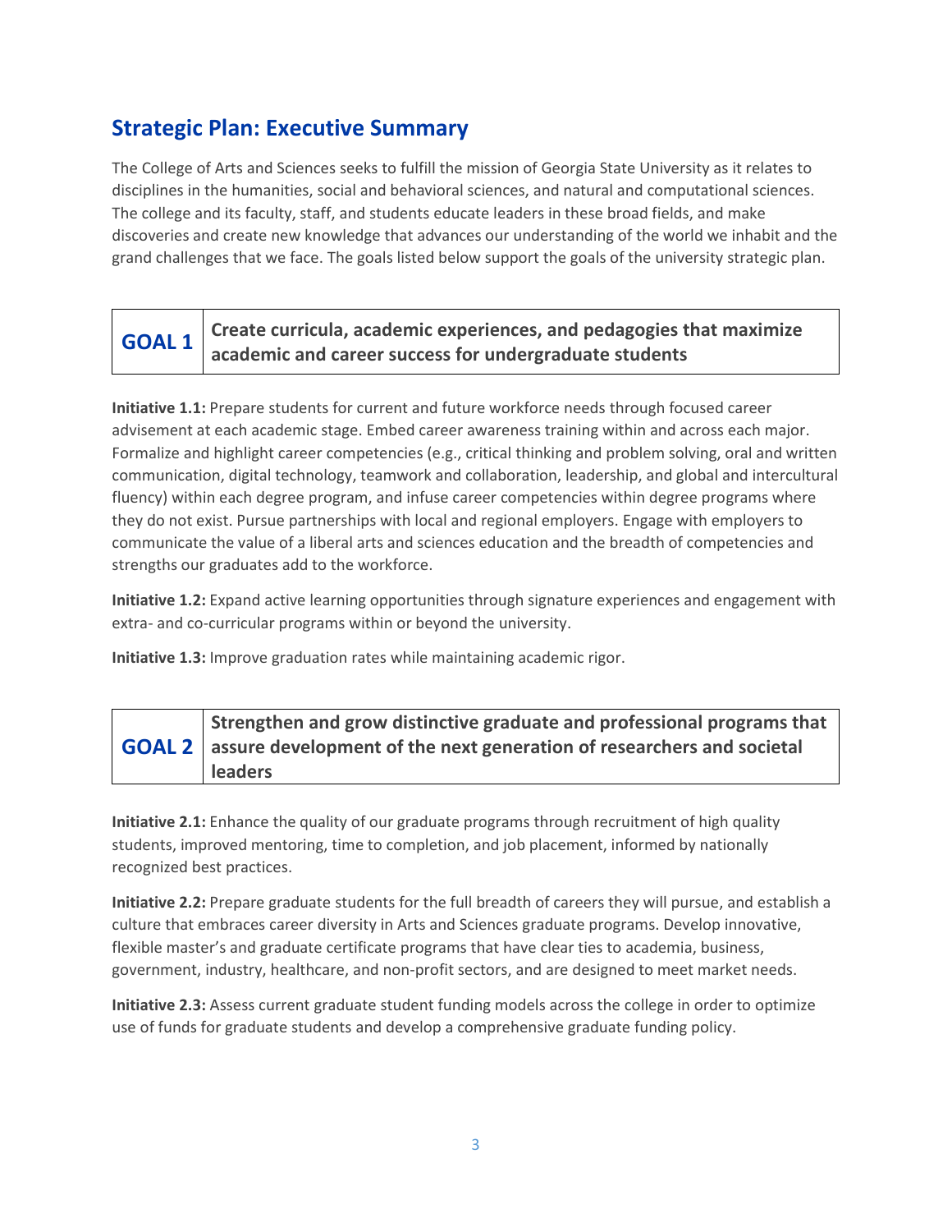## Strategic Plan: Executive Summary

The College of Arts and Sciences seeks to fulfill the mission of Georgia State University as it relates to disciplines in the humanities, social and behavioral sciences, and natural and computational sciences. The college and its faculty, staff, and students educate leaders in these broad fields, and make discoveries and create new knowledge that advances our understanding of the world we inhabit and the grand challenges that we face. The goals listed below support the goals of the university strategic plan.

| **GOAL 1** | **Create curricula, academic experiences, and pedagogies that maximize academic and career success for undergraduate students** |
|---|---|

**Initiative 1.1:** Prepare students for current and future workforce needs through focused career advisement at each academic stage. Embed career awareness training within and across each major. Formalize and highlight career competencies (e.g., critical thinking and problem solving, oral and written communication, digital technology, teamwork and collaboration, leadership, and global and intercultural fluency) within each degree program, and infuse career competencies within degree programs where they do not exist. Pursue partnerships with local and regional employers. Engage with employers to communicate the value of a liberal arts and sciences education and the breadth of competencies and strengths our graduates add to the workforce.

**Initiative 1.2:** Expand active learning opportunities through signature experiences and engagement with extra- and co-curricular programs within or beyond the university.

**Initiative 1.3:** Improve graduation rates while maintaining academic rigor.

| **GOAL 2** | **Strengthen and grow distinctive graduate and professional programs that assure development of the next generation of researchers and societal leaders** |
|---|---|

**Initiative 2.1:** Enhance the quality of our graduate programs through recruitment of high quality students, improved mentoring, time to completion, and job placement, informed by nationally recognized best practices.

**Initiative 2.2:** Prepare graduate students for the full breadth of careers they will pursue, and establish a culture that embraces career diversity in Arts and Sciences graduate programs. Develop innovative, flexible master's and graduate certificate programs that have clear ties to academia, business, government, industry, healthcare, and non-profit sectors, and are designed to meet market needs.

**Initiative 2.3:** Assess current graduate student funding models across the college in order to optimize use of funds for graduate students and develop a comprehensive graduate funding policy.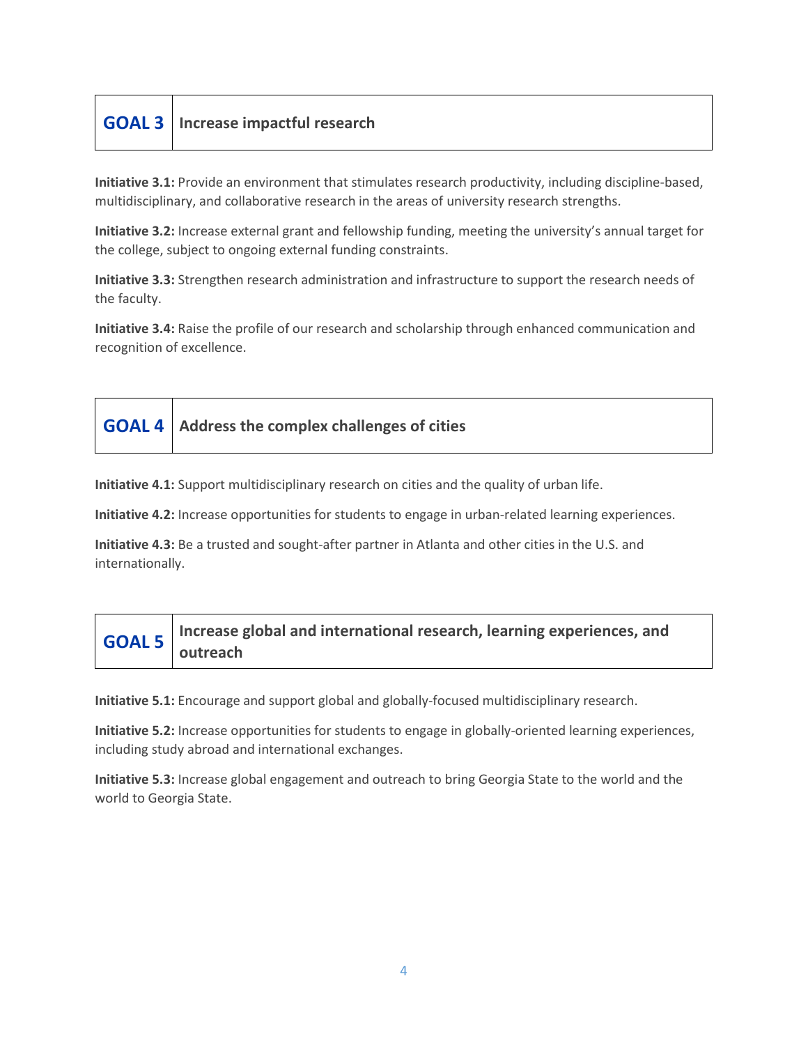## GOAL 3 | Increase impactful research

**Initiative 3.1:** Provide an environment that stimulates research productivity, including discipline-based, multidisciplinary, and collaborative research in the areas of university research strengths.

**Initiative 3.2:** Increase external grant and fellowship funding, meeting the university's annual target for the college, subject to ongoing external funding constraints.

**Initiative 3.3:** Strengthen research administration and infrastructure to support the research needs of the faculty.

**Initiative 3.4:** Raise the profile of our research and scholarship through enhanced communication and recognition of excellence.

## GOAL 4 | Address the complex challenges of cities

**Initiative 4.1:** Support multidisciplinary research on cities and the quality of urban life.

**Initiative 4.2:** Increase opportunities for students to engage in urban-related learning experiences.

**Initiative 4.3:** Be a trusted and sought-after partner in Atlanta and other cities in the U.S. and internationally.

## GOAL 5 | Increase global and international research, learning experiences, and outreach

**Initiative 5.1:** Encourage and support global and globally-focused multidisciplinary research.

**Initiative 5.2:** Increase opportunities for students to engage in globally-oriented learning experiences, including study abroad and international exchanges.

**Initiative 5.3:** Increase global engagement and outreach to bring Georgia State to the world and the world to Georgia State.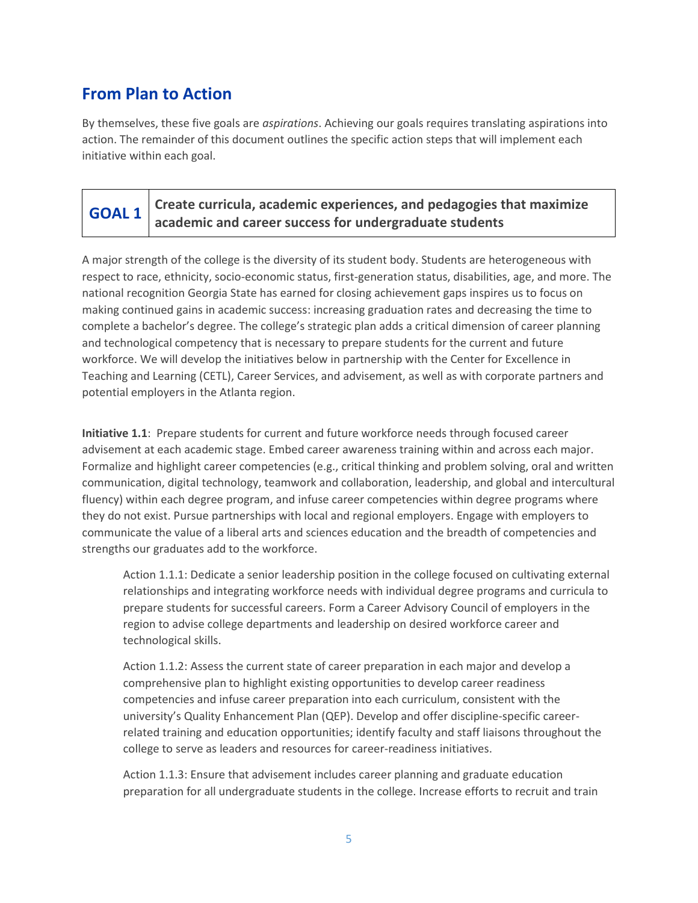## From Plan to Action

By themselves, these five goals are *aspirations*. Achieving our goals requires translating aspirations into action. The remainder of this document outlines the specific action steps that will implement each initiative within each goal.

| GOAL 1 | Create curricula, academic experiences, and pedagogies that maximize academic and career success for undergraduate students |
|---|---|

A major strength of the college is the diversity of its student body. Students are heterogeneous with respect to race, ethnicity, socio-economic status, first-generation status, disabilities, age, and more. The national recognition Georgia State has earned for closing achievement gaps inspires us to focus on making continued gains in academic success: increasing graduation rates and decreasing the time to complete a bachelor's degree. The college's strategic plan adds a critical dimension of career planning and technological competency that is necessary to prepare students for the current and future workforce. We will develop the initiatives below in partnership with the Center for Excellence in Teaching and Learning (CETL), Career Services, and advisement, as well as with corporate partners and potential employers in the Atlanta region.

**Initiative 1.1**: Prepare students for current and future workforce needs through focused career advisement at each academic stage. Embed career awareness training within and across each major. Formalize and highlight career competencies (e.g., critical thinking and problem solving, oral and written communication, digital technology, teamwork and collaboration, leadership, and global and intercultural fluency) within each degree program, and infuse career competencies within degree programs where they do not exist. Pursue partnerships with local and regional employers. Engage with employers to communicate the value of a liberal arts and sciences education and the breadth of competencies and strengths our graduates add to the workforce.

> Action 1.1.1: Dedicate a senior leadership position in the college focused on cultivating external relationships and integrating workforce needs with individual degree programs and curricula to prepare students for successful careers. Form a Career Advisory Council of employers in the region to advise college departments and leadership on desired workforce career and technological skills.
>
> Action 1.1.2: Assess the current state of career preparation in each major and develop a comprehensive plan to highlight existing opportunities to develop career readiness competencies and infuse career preparation into each curriculum, consistent with the university's Quality Enhancement Plan (QEP). Develop and offer discipline-specific career-related training and education opportunities; identify faculty and staff liaisons throughout the college to serve as leaders and resources for career-readiness initiatives.
>
> Action 1.1.3: Ensure that advisement includes career planning and graduate education preparation for all undergraduate students in the college. Increase efforts to recruit and train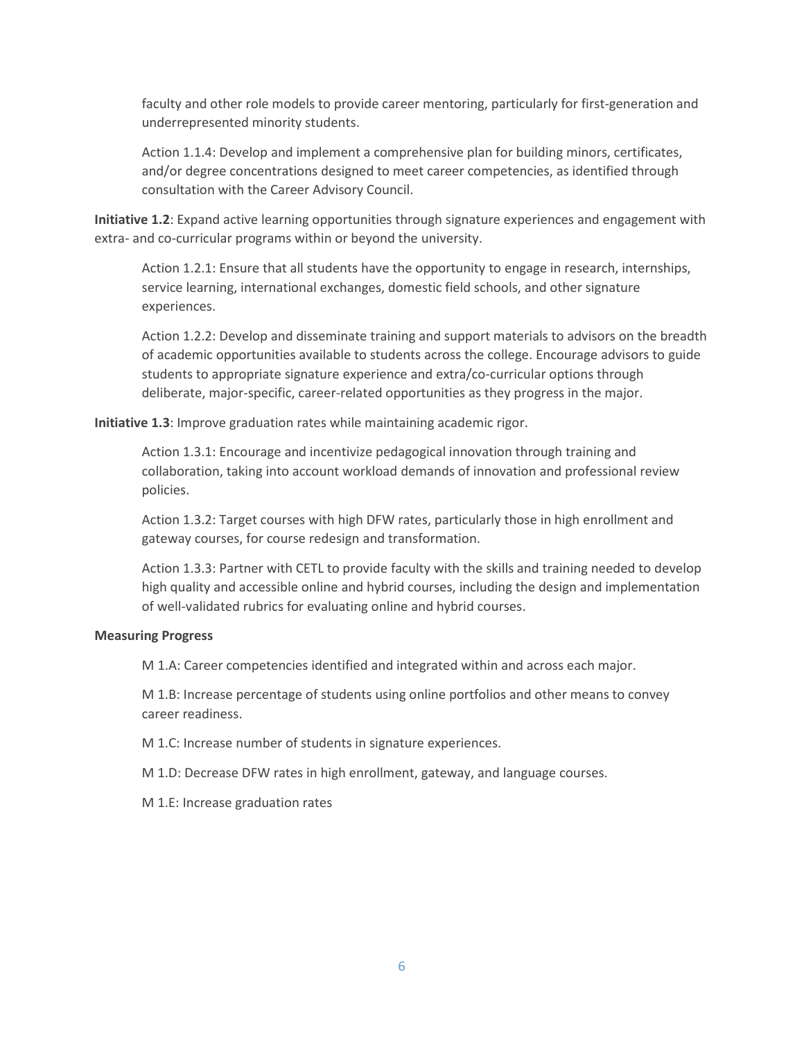faculty and other role models to provide career mentoring, particularly for first-generation and underrepresented minority students.

Action 1.1.4: Develop and implement a comprehensive plan for building minors, certificates, and/or degree concentrations designed to meet career competencies, as identified through consultation with the Career Advisory Council.

**Initiative 1.2**: Expand active learning opportunities through signature experiences and engagement with extra- and co-curricular programs within or beyond the university.

Action 1.2.1: Ensure that all students have the opportunity to engage in research, internships, service learning, international exchanges, domestic field schools, and other signature experiences.

Action 1.2.2: Develop and disseminate training and support materials to advisors on the breadth of academic opportunities available to students across the college. Encourage advisors to guide students to appropriate signature experience and extra/co-curricular options through deliberate, major-specific, career-related opportunities as they progress in the major.

**Initiative 1.3**: Improve graduation rates while maintaining academic rigor.

Action 1.3.1: Encourage and incentivize pedagogical innovation through training and collaboration, taking into account workload demands of innovation and professional review policies.

Action 1.3.2: Target courses with high DFW rates, particularly those in high enrollment and gateway courses, for course redesign and transformation.

Action 1.3.3: Partner with CETL to provide faculty with the skills and training needed to develop high quality and accessible online and hybrid courses, including the design and implementation of well-validated rubrics for evaluating online and hybrid courses.

**Measuring Progress**

M 1.A: Career competencies identified and integrated within and across each major.

M 1.B: Increase percentage of students using online portfolios and other means to convey career readiness.

M 1.C: Increase number of students in signature experiences.

M 1.D: Decrease DFW rates in high enrollment, gateway, and language courses.

M 1.E: Increase graduation rates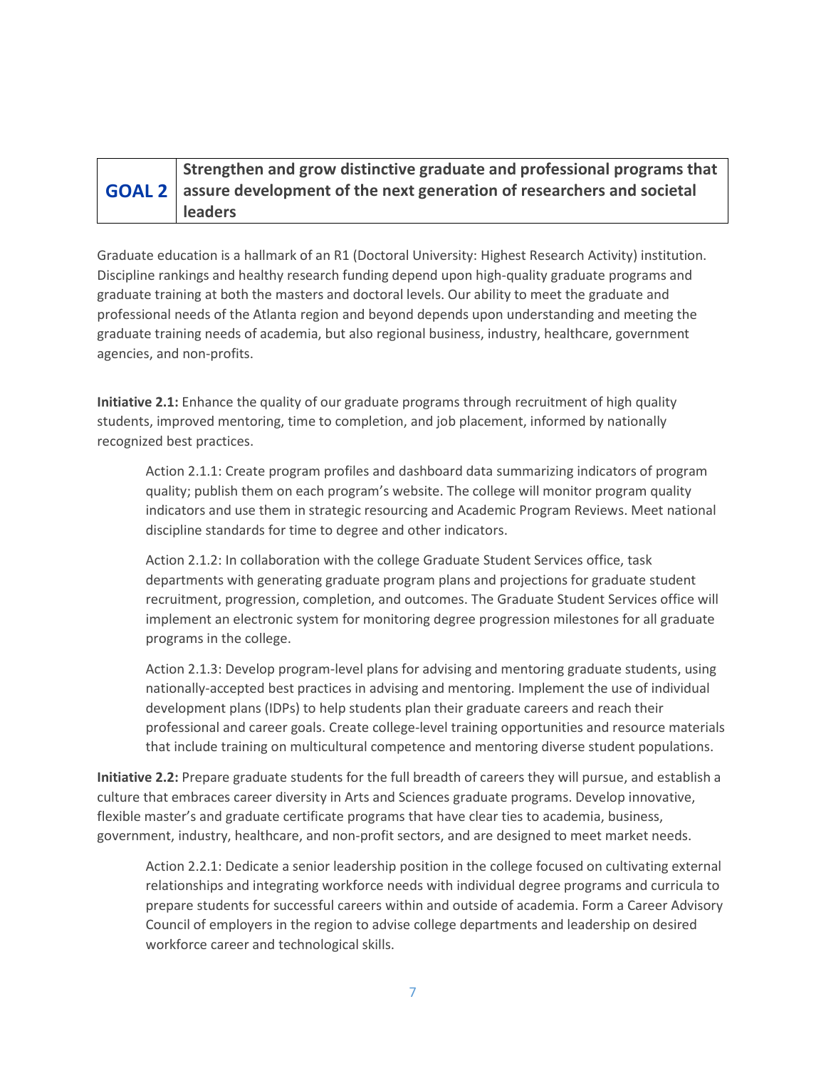## GOAL 2 — Strengthen and grow distinctive graduate and professional programs that assure development of the next generation of researchers and societal leaders

Graduate education is a hallmark of an R1 (Doctoral University: Highest Research Activity) institution. Discipline rankings and healthy research funding depend upon high-quality graduate programs and graduate training at both the masters and doctoral levels. Our ability to meet the graduate and professional needs of the Atlanta region and beyond depends upon understanding and meeting the graduate training needs of academia, but also regional business, industry, healthcare, government agencies, and non-profits.

**Initiative 2.1:** Enhance the quality of our graduate programs through recruitment of high quality students, improved mentoring, time to completion, and job placement, informed by nationally recognized best practices.

> Action 2.1.1: Create program profiles and dashboard data summarizing indicators of program quality; publish them on each program's website. The college will monitor program quality indicators and use them in strategic resourcing and Academic Program Reviews. Meet national discipline standards for time to degree and other indicators.
>
> Action 2.1.2: In collaboration with the college Graduate Student Services office, task departments with generating graduate program plans and projections for graduate student recruitment, progression, completion, and outcomes. The Graduate Student Services office will implement an electronic system for monitoring degree progression milestones for all graduate programs in the college.
>
> Action 2.1.3: Develop program-level plans for advising and mentoring graduate students, using nationally-accepted best practices in advising and mentoring. Implement the use of individual development plans (IDPs) to help students plan their graduate careers and reach their professional and career goals. Create college-level training opportunities and resource materials that include training on multicultural competence and mentoring diverse student populations.

**Initiative 2.2:** Prepare graduate students for the full breadth of careers they will pursue, and establish a culture that embraces career diversity in Arts and Sciences graduate programs. Develop innovative, flexible master's and graduate certificate programs that have clear ties to academia, business, government, industry, healthcare, and non-profit sectors, and are designed to meet market needs.

> Action 2.2.1: Dedicate a senior leadership position in the college focused on cultivating external relationships and integrating workforce needs with individual degree programs and curricula to prepare students for successful careers within and outside of academia. Form a Career Advisory Council of employers in the region to advise college departments and leadership on desired workforce career and technological skills.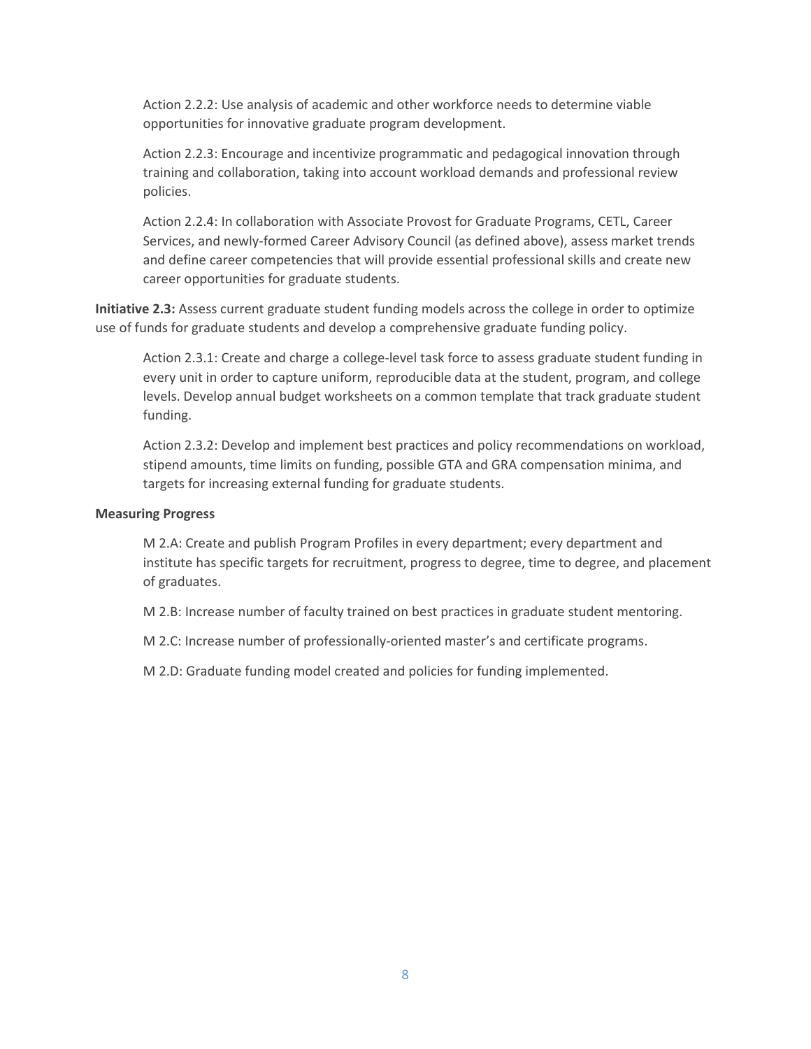Action 2.2.2: Use analysis of academic and other workforce needs to determine viable opportunities for innovative graduate program development.

Action 2.2.3: Encourage and incentivize programmatic and pedagogical innovation through training and collaboration, taking into account workload demands and professional review policies.

Action 2.2.4: In collaboration with Associate Provost for Graduate Programs, CETL, Career Services, and newly-formed Career Advisory Council (as defined above), assess market trends and define career competencies that will provide essential professional skills and create new career opportunities for graduate students.

**Initiative 2.3:** Assess current graduate student funding models across the college in order to optimize use of funds for graduate students and develop a comprehensive graduate funding policy.

Action 2.3.1: Create and charge a college-level task force to assess graduate student funding in every unit in order to capture uniform, reproducible data at the student, program, and college levels. Develop annual budget worksheets on a common template that track graduate student funding.

Action 2.3.2: Develop and implement best practices and policy recommendations on workload, stipend amounts, time limits on funding, possible GTA and GRA compensation minima, and targets for increasing external funding for graduate students.

**Measuring Progress**

M 2.A: Create and publish Program Profiles in every department; every department and institute has specific targets for recruitment, progress to degree, time to degree, and placement of graduates.

M 2.B: Increase number of faculty trained on best practices in graduate student mentoring.

M 2.C: Increase number of professionally-oriented master's and certificate programs.

M 2.D: Graduate funding model created and policies for funding implemented.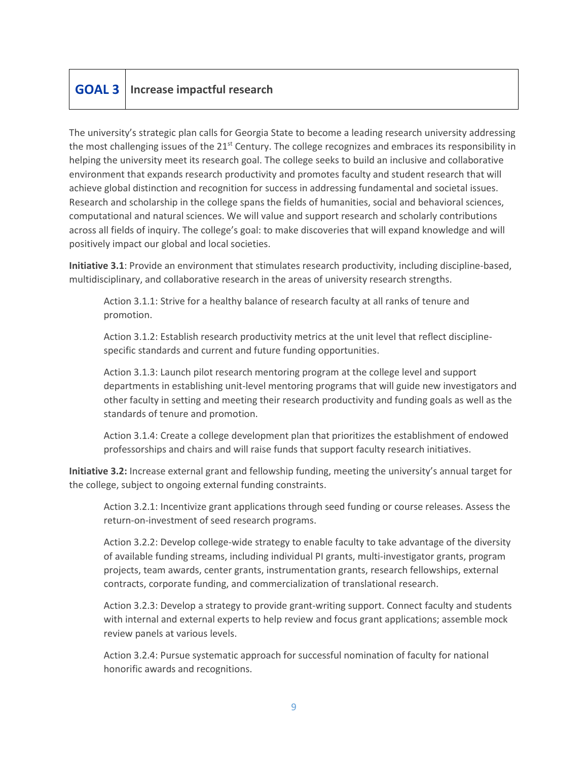## GOAL 3 Increase impactful research

The university's strategic plan calls for Georgia State to become a leading research university addressing the most challenging issues of the 21st Century. The college recognizes and embraces its responsibility in helping the university meet its research goal. The college seeks to build an inclusive and collaborative environment that expands research productivity and promotes faculty and student research that will achieve global distinction and recognition for success in addressing fundamental and societal issues. Research and scholarship in the college spans the fields of humanities, social and behavioral sciences, computational and natural sciences. We will value and support research and scholarly contributions across all fields of inquiry. The college's goal: to make discoveries that will expand knowledge and will positively impact our global and local societies.

**Initiative 3.1**: Provide an environment that stimulates research productivity, including discipline-based, multidisciplinary, and collaborative research in the areas of university research strengths.

> Action 3.1.1: Strive for a healthy balance of research faculty at all ranks of tenure and promotion.
>
> Action 3.1.2: Establish research productivity metrics at the unit level that reflect discipline-specific standards and current and future funding opportunities.
>
> Action 3.1.3: Launch pilot research mentoring program at the college level and support departments in establishing unit-level mentoring programs that will guide new investigators and other faculty in setting and meeting their research productivity and funding goals as well as the standards of tenure and promotion.
>
> Action 3.1.4: Create a college development plan that prioritizes the establishment of endowed professorships and chairs and will raise funds that support faculty research initiatives.

**Initiative 3.2:** Increase external grant and fellowship funding, meeting the university's annual target for the college, subject to ongoing external funding constraints.

> Action 3.2.1: Incentivize grant applications through seed funding or course releases. Assess the return-on-investment of seed research programs.
>
> Action 3.2.2: Develop college-wide strategy to enable faculty to take advantage of the diversity of available funding streams, including individual PI grants, multi-investigator grants, program projects, team awards, center grants, instrumentation grants, research fellowships, external contracts, corporate funding, and commercialization of translational research.
>
> Action 3.2.3: Develop a strategy to provide grant-writing support. Connect faculty and students with internal and external experts to help review and focus grant applications; assemble mock review panels at various levels.
>
> Action 3.2.4: Pursue systematic approach for successful nomination of faculty for national honorific awards and recognitions.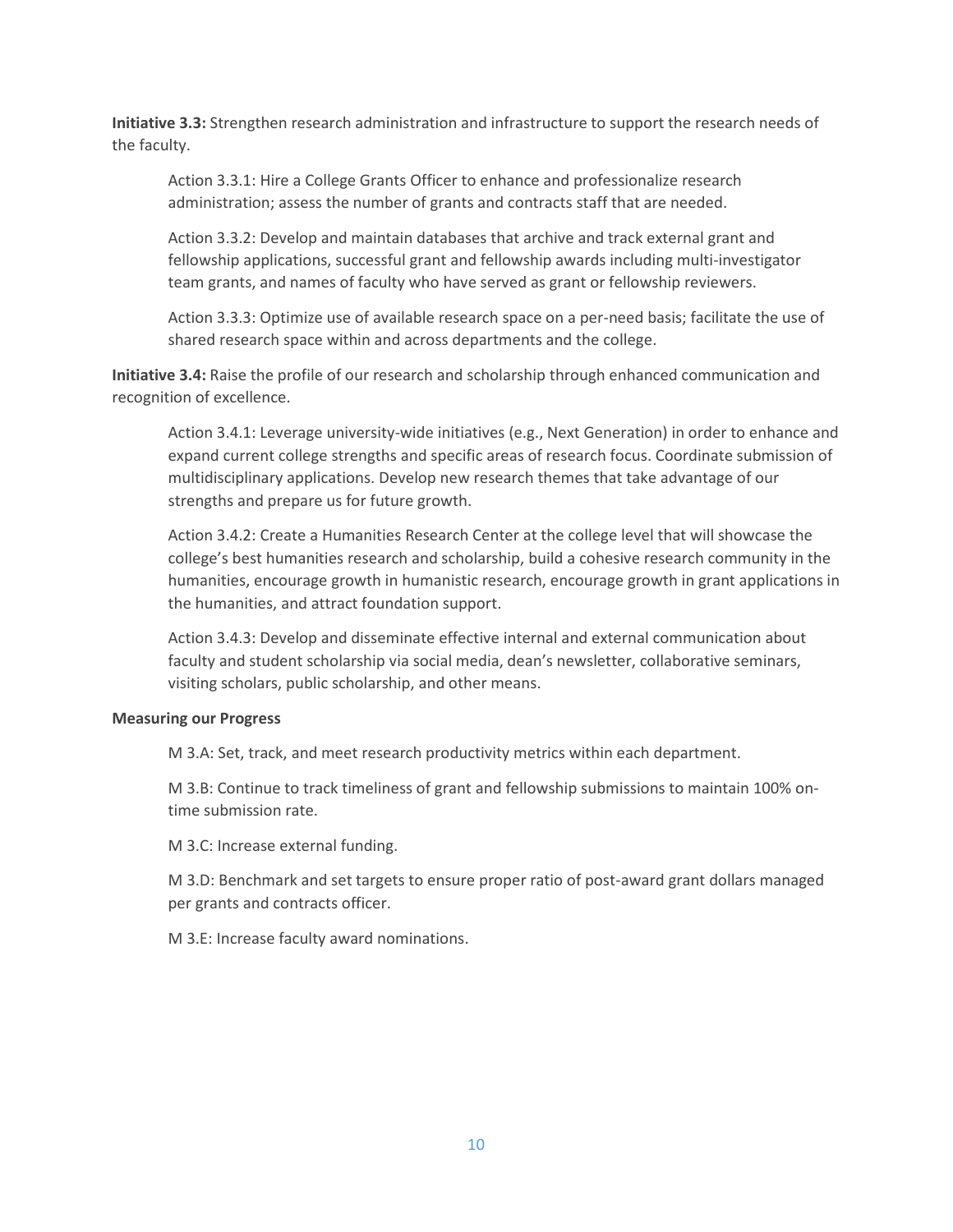**Initiative 3.3:** Strengthen research administration and infrastructure to support the research needs of the faculty.

Action 3.3.1: Hire a College Grants Officer to enhance and professionalize research administration; assess the number of grants and contracts staff that are needed.

Action 3.3.2: Develop and maintain databases that archive and track external grant and fellowship applications, successful grant and fellowship awards including multi-investigator team grants, and names of faculty who have served as grant or fellowship reviewers.

Action 3.3.3: Optimize use of available research space on a per-need basis; facilitate the use of shared research space within and across departments and the college.

**Initiative 3.4:** Raise the profile of our research and scholarship through enhanced communication and recognition of excellence.

Action 3.4.1: Leverage university-wide initiatives (e.g., Next Generation) in order to enhance and expand current college strengths and specific areas of research focus. Coordinate submission of multidisciplinary applications. Develop new research themes that take advantage of our strengths and prepare us for future growth.

Action 3.4.2: Create a Humanities Research Center at the college level that will showcase the college's best humanities research and scholarship, build a cohesive research community in the humanities, encourage growth in humanistic research, encourage growth in grant applications in the humanities, and attract foundation support.

Action 3.4.3: Develop and disseminate effective internal and external communication about faculty and student scholarship via social media, dean's newsletter, collaborative seminars, visiting scholars, public scholarship, and other means.

**Measuring our Progress**

M 3.A: Set, track, and meet research productivity metrics within each department.

M 3.B: Continue to track timeliness of grant and fellowship submissions to maintain 100% on-time submission rate.

M 3.C: Increase external funding.

M 3.D: Benchmark and set targets to ensure proper ratio of post-award grant dollars managed per grants and contracts officer.

M 3.E: Increase faculty award nominations.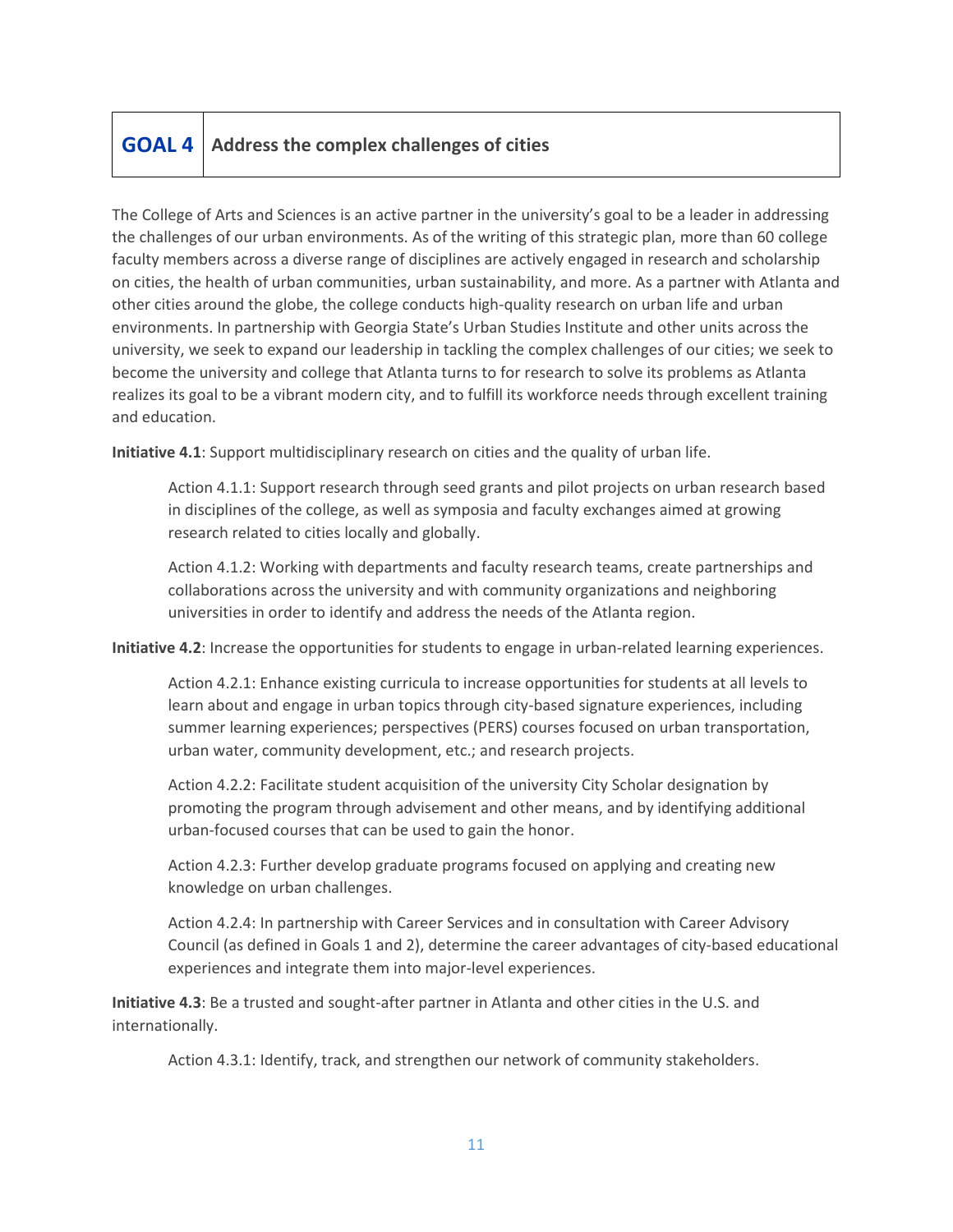## GOAL 4 Address the complex challenges of cities

The College of Arts and Sciences is an active partner in the university's goal to be a leader in addressing the challenges of our urban environments. As of the writing of this strategic plan, more than 60 college faculty members across a diverse range of disciplines are actively engaged in research and scholarship on cities, the health of urban communities, urban sustainability, and more. As a partner with Atlanta and other cities around the globe, the college conducts high-quality research on urban life and urban environments. In partnership with Georgia State's Urban Studies Institute and other units across the university, we seek to expand our leadership in tackling the complex challenges of our cities; we seek to become the university and college that Atlanta turns to for research to solve its problems as Atlanta realizes its goal to be a vibrant modern city, and to fulfill its workforce needs through excellent training and education.

**Initiative 4.1**: Support multidisciplinary research on cities and the quality of urban life.

> Action 4.1.1: Support research through seed grants and pilot projects on urban research based in disciplines of the college, as well as symposia and faculty exchanges aimed at growing research related to cities locally and globally.
>
> Action 4.1.2: Working with departments and faculty research teams, create partnerships and collaborations across the university and with community organizations and neighboring universities in order to identify and address the needs of the Atlanta region.

**Initiative 4.2**: Increase the opportunities for students to engage in urban-related learning experiences.

> Action 4.2.1: Enhance existing curricula to increase opportunities for students at all levels to learn about and engage in urban topics through city-based signature experiences, including summer learning experiences; perspectives (PERS) courses focused on urban transportation, urban water, community development, etc.; and research projects.
>
> Action 4.2.2: Facilitate student acquisition of the university City Scholar designation by promoting the program through advisement and other means, and by identifying additional urban-focused courses that can be used to gain the honor.
>
> Action 4.2.3: Further develop graduate programs focused on applying and creating new knowledge on urban challenges.
>
> Action 4.2.4: In partnership with Career Services and in consultation with Career Advisory Council (as defined in Goals 1 and 2), determine the career advantages of city-based educational experiences and integrate them into major-level experiences.

**Initiative 4.3**: Be a trusted and sought-after partner in Atlanta and other cities in the U.S. and internationally.

> Action 4.3.1: Identify, track, and strengthen our network of community stakeholders.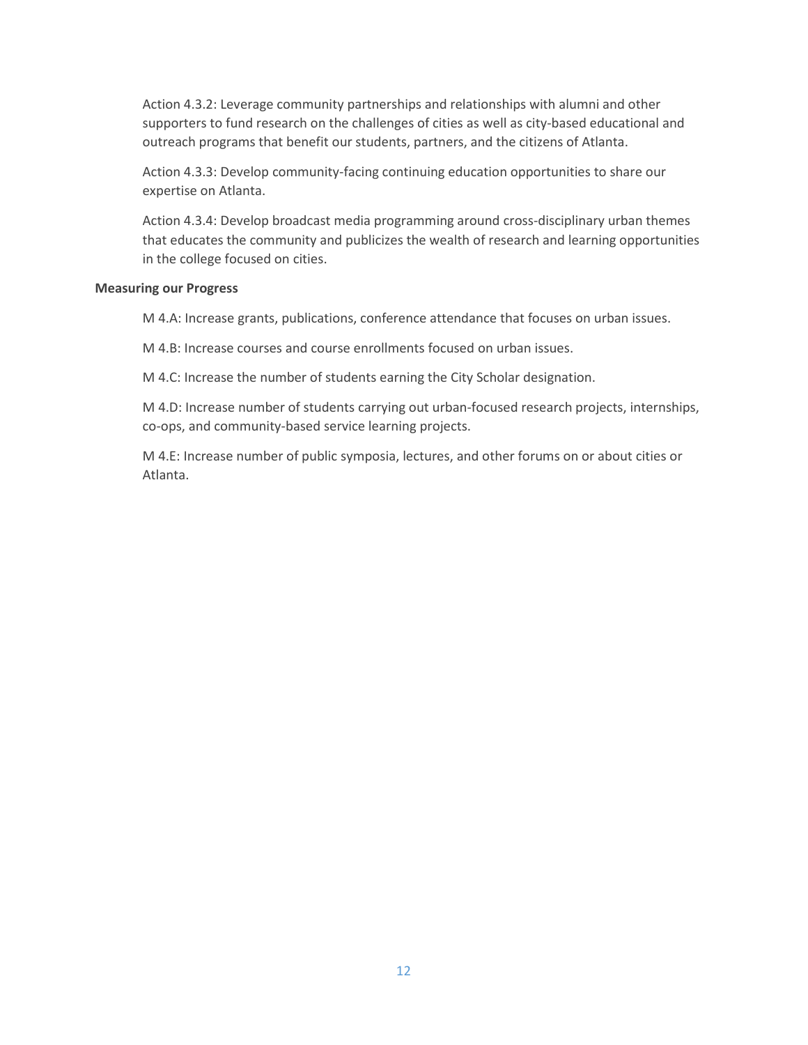Action 4.3.2: Leverage community partnerships and relationships with alumni and other supporters to fund research on the challenges of cities as well as city-based educational and outreach programs that benefit our students, partners, and the citizens of Atlanta.

Action 4.3.3: Develop community-facing continuing education opportunities to share our expertise on Atlanta.

Action 4.3.4: Develop broadcast media programming around cross-disciplinary urban themes that educates the community and publicizes the wealth of research and learning opportunities in the college focused on cities.

**Measuring our Progress**

M 4.A: Increase grants, publications, conference attendance that focuses on urban issues.

M 4.B: Increase courses and course enrollments focused on urban issues.

M 4.C: Increase the number of students earning the City Scholar designation.

M 4.D: Increase number of students carrying out urban-focused research projects, internships, co-ops, and community-based service learning projects.

M 4.E: Increase number of public symposia, lectures, and other forums on or about cities or Atlanta.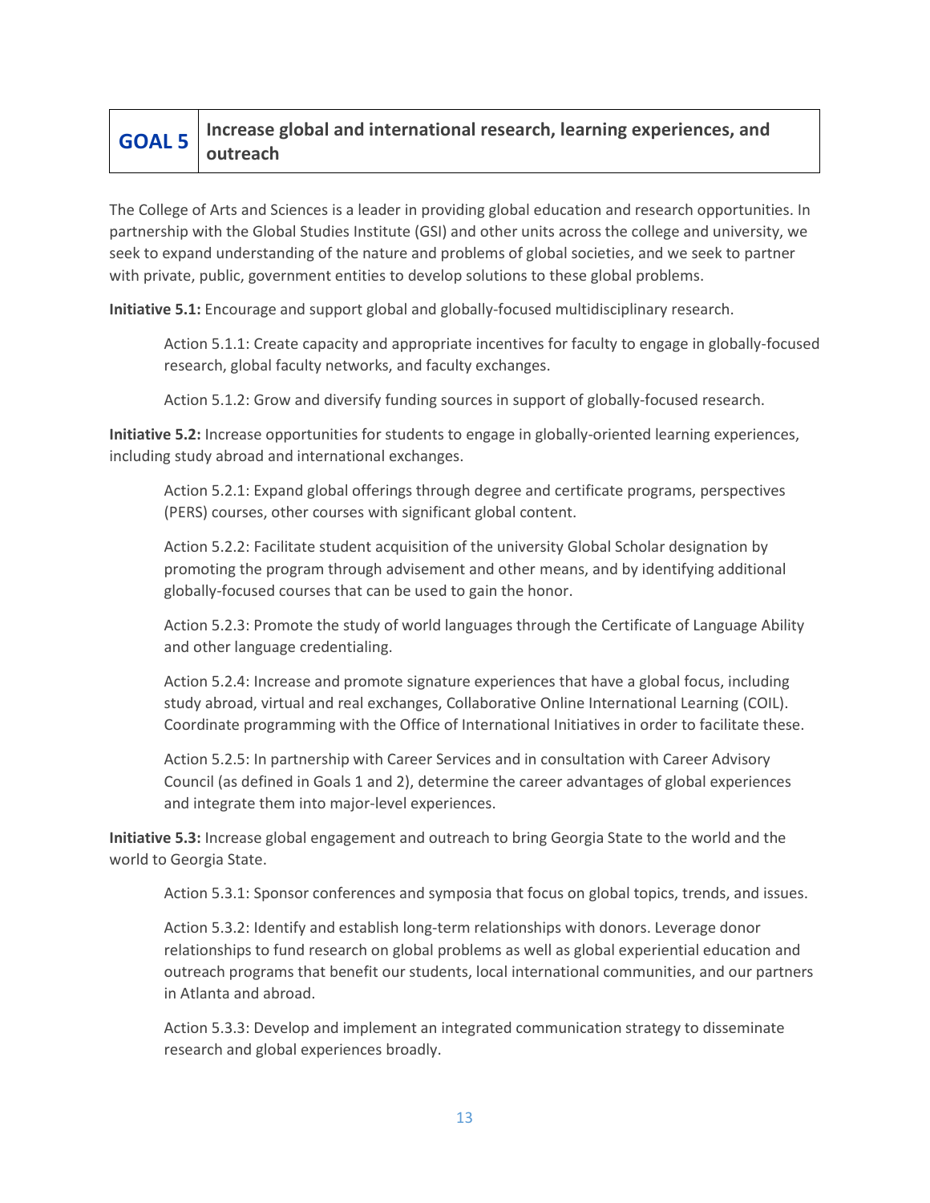## GOAL 5 Increase global and international research, learning experiences, and outreach

The College of Arts and Sciences is a leader in providing global education and research opportunities. In partnership with the Global Studies Institute (GSI) and other units across the college and university, we seek to expand understanding of the nature and problems of global societies, and we seek to partner with private, public, government entities to develop solutions to these global problems.

**Initiative 5.1:** Encourage and support global and globally-focused multidisciplinary research.

> Action 5.1.1: Create capacity and appropriate incentives for faculty to engage in globally-focused research, global faculty networks, and faculty exchanges.
>
> Action 5.1.2: Grow and diversify funding sources in support of globally-focused research.

**Initiative 5.2:** Increase opportunities for students to engage in globally-oriented learning experiences, including study abroad and international exchanges.

> Action 5.2.1: Expand global offerings through degree and certificate programs, perspectives (PERS) courses, other courses with significant global content.
>
> Action 5.2.2: Facilitate student acquisition of the university Global Scholar designation by promoting the program through advisement and other means, and by identifying additional globally-focused courses that can be used to gain the honor.
>
> Action 5.2.3: Promote the study of world languages through the Certificate of Language Ability and other language credentialing.
>
> Action 5.2.4: Increase and promote signature experiences that have a global focus, including study abroad, virtual and real exchanges, Collaborative Online International Learning (COIL). Coordinate programming with the Office of International Initiatives in order to facilitate these.
>
> Action 5.2.5: In partnership with Career Services and in consultation with Career Advisory Council (as defined in Goals 1 and 2), determine the career advantages of global experiences and integrate them into major-level experiences.

**Initiative 5.3:** Increase global engagement and outreach to bring Georgia State to the world and the world to Georgia State.

> Action 5.3.1: Sponsor conferences and symposia that focus on global topics, trends, and issues.
>
> Action 5.3.2: Identify and establish long-term relationships with donors. Leverage donor relationships to fund research on global problems as well as global experiential education and outreach programs that benefit our students, local international communities, and our partners in Atlanta and abroad.
>
> Action 5.3.3: Develop and implement an integrated communication strategy to disseminate research and global experiences broadly.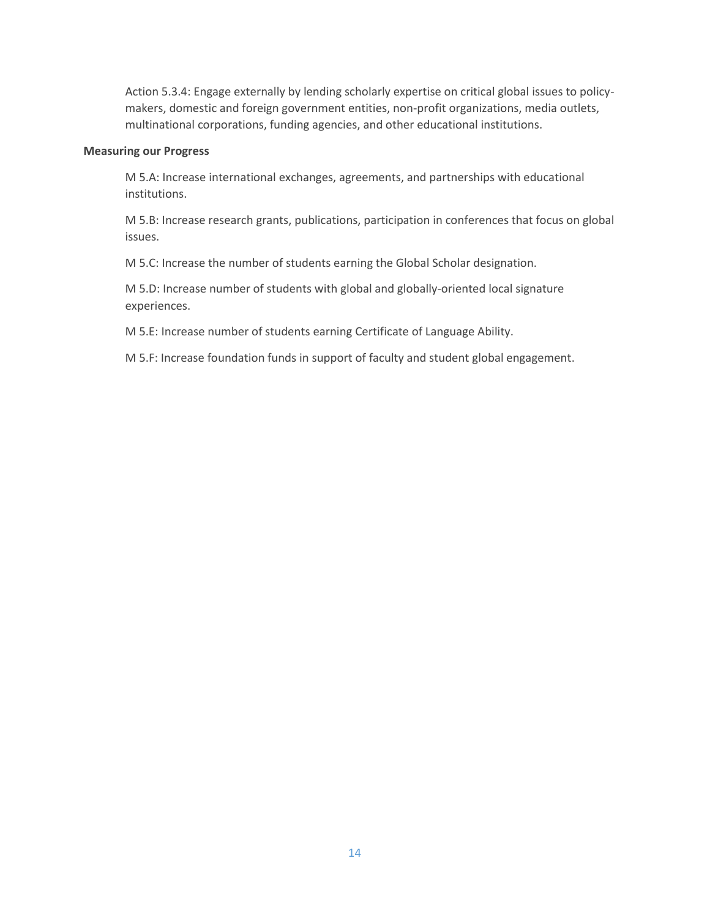Action 5.3.4: Engage externally by lending scholarly expertise on critical global issues to policy-makers, domestic and foreign government entities, non-profit organizations, media outlets, multinational corporations, funding agencies, and other educational institutions.

**Measuring our Progress**

M 5.A: Increase international exchanges, agreements, and partnerships with educational institutions.

M 5.B: Increase research grants, publications, participation in conferences that focus on global issues.

M 5.C: Increase the number of students earning the Global Scholar designation.

M 5.D: Increase number of students with global and globally-oriented local signature experiences.

M 5.E: Increase number of students earning Certificate of Language Ability.

M 5.F: Increase foundation funds in support of faculty and student global engagement.